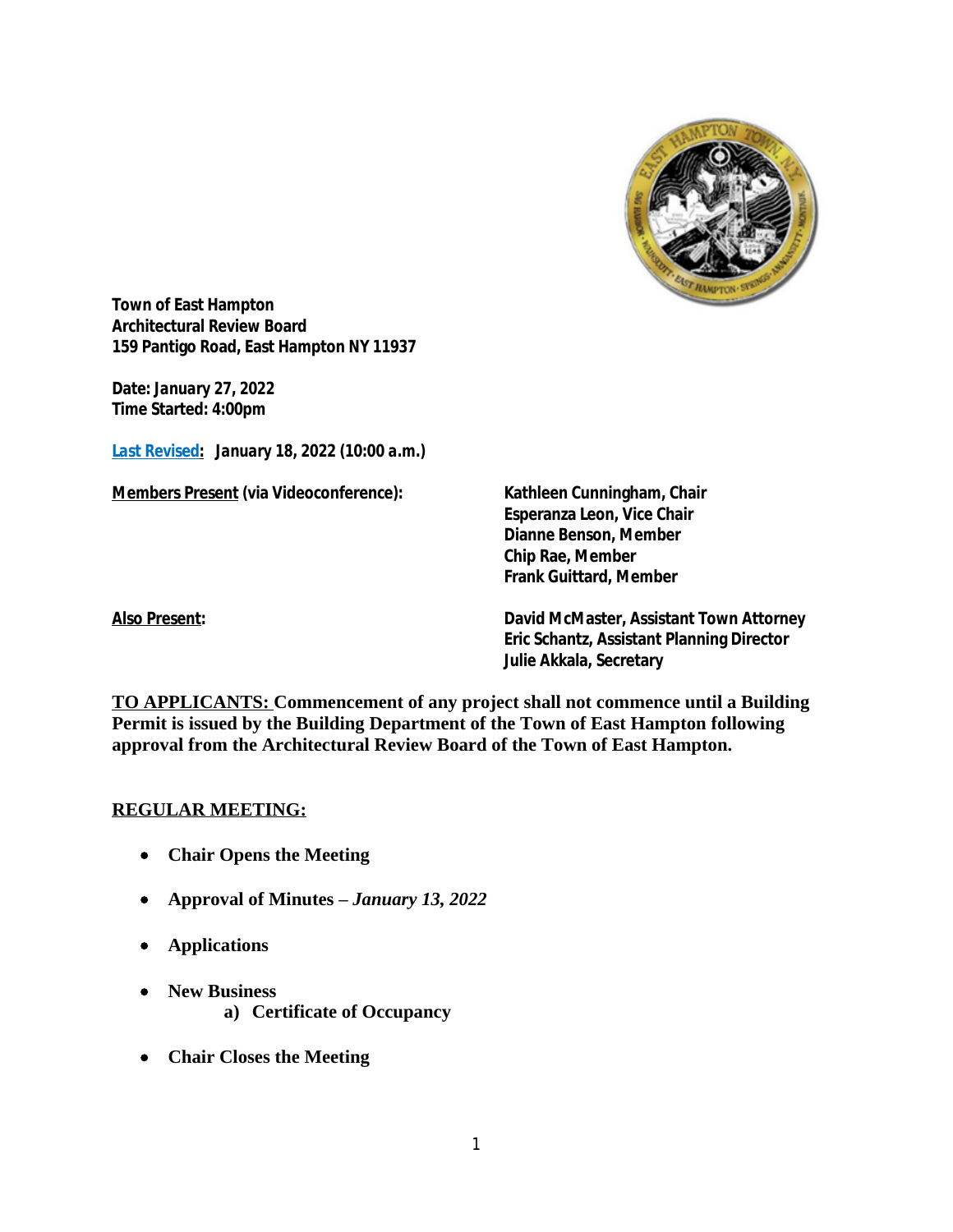**Town of East Hampton**
**Architectural Review Board**
**159 Pantigo Road, East Hampton NY 11937**

**Date: January 27, 2022**
**Time Started: 4:00pm**

**Last Revised: *January 18, 2022 (10:00 a.m.)***

| | |
|---|---|
| **Members Present (via Videoconference):** | **Kathleen Cunningham, Chair** |
| | **Esperanza Leon, Vice Chair** |
| | **Dianne Benson, Member** |
| | **Chip Rae, Member** |
| | **Frank Guittard, Member** |
| **Also Present:** | **David McMaster, Assistant Town Attorney** |
| | **Eric Schantz, Assistant Planning Director** |
| | **Julie Akkala, Secretary** |

**TO APPLICANTS: Commencement of any project shall not commence until a Building Permit is issued by the Building Department of the Town of East Hampton following approval from the Architectural Review Board of the Town of East Hampton.**

## REGULAR MEETING:

- **Chair Opens the Meeting**
- **Approval of Minutes –** ***January 13, 2022***
- **Applications**
- **New Business**
    - **a) Certificate of Occupancy**
- **Chair Closes the Meeting**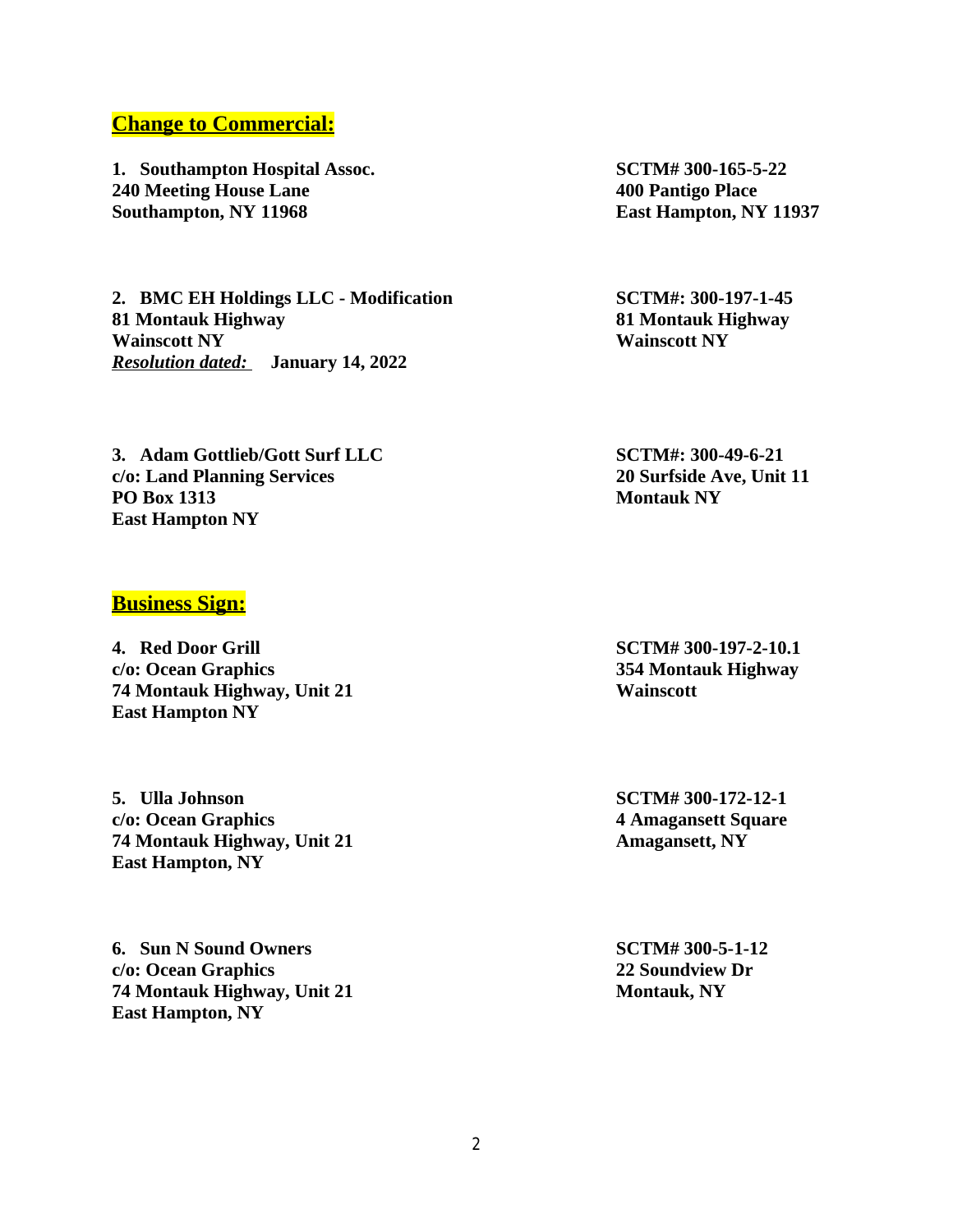## Change to Commercial:

**1. Southampton Hospital Assoc.**
**240 Meeting House Lane**
**Southampton, NY 11968**

**SCTM# 300-165-5-22**
**400 Pantigo Place**
**East Hampton, NY 11937**

**2. BMC EH Holdings LLC - Modification**
**81 Montauk Highway**
**Wainscott NY**
***Resolution dated:*** **January 14, 2022**

**SCTM#: 300-197-1-45**
**81 Montauk Highway**
**Wainscott NY**

**3. Adam Gottlieb/Gott Surf LLC**
**c/o: Land Planning Services**
**PO Box 1313**
**East Hampton NY**

**SCTM#: 300-49-6-21**
**20 Surfside Ave, Unit 11**
**Montauk NY**

## Business Sign:

**4. Red Door Grill**
**c/o: Ocean Graphics**
**74 Montauk Highway, Unit 21**
**East Hampton NY**

**SCTM# 300-197-2-10.1**
**354 Montauk Highway**
**Wainscott**

**5. Ulla Johnson**
**c/o: Ocean Graphics**
**74 Montauk Highway, Unit 21**
**East Hampton, NY**

**SCTM# 300-172-12-1**
**4 Amagansett Square**
**Amagansett, NY**

**6. Sun N Sound Owners**
**c/o: Ocean Graphics**
**74 Montauk Highway, Unit 21**
**East Hampton, NY**

**SCTM# 300-5-1-12**
**22 Soundview Dr**
**Montauk, NY**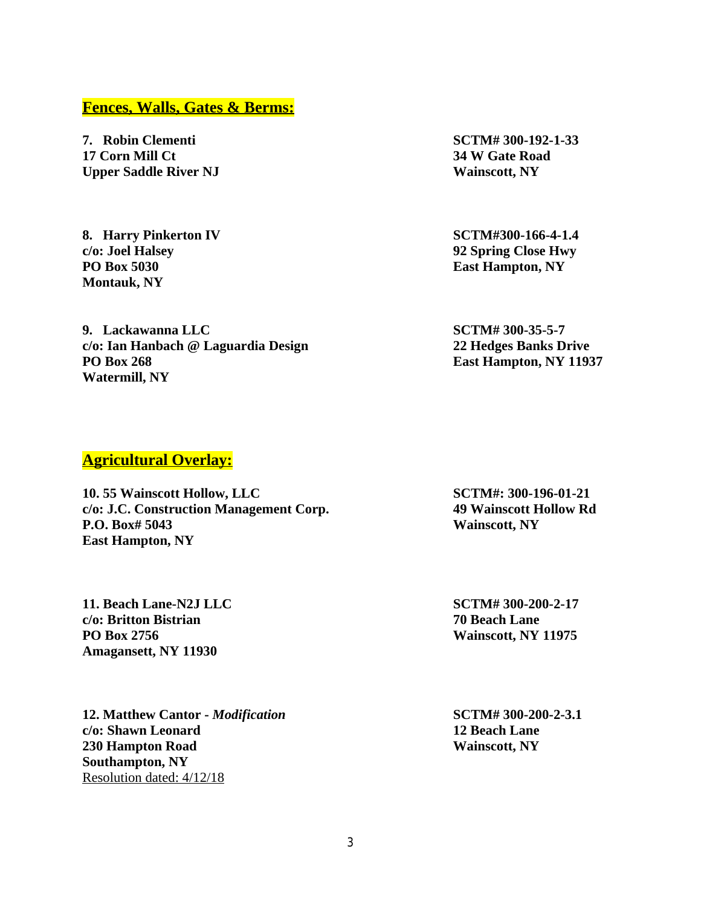## Fences, Walls, Gates & Berms:

**7. Robin Clementi**
**17 Corn Mill Ct**
**Upper Saddle River NJ**

**SCTM# 300-192-1-33**
**34 W Gate Road**
**Wainscott, NY**

**8. Harry Pinkerton IV**
**c/o: Joel Halsey**
**PO Box 5030**
**Montauk, NY**

**SCTM#300-166-4-1.4**
**92 Spring Close Hwy**
**East Hampton, NY**

**9. Lackawanna LLC**
**c/o: Ian Hanbach @ Laguardia Design**
**PO Box 268**
**Watermill, NY**

**SCTM# 300-35-5-7**
**22 Hedges Banks Drive**
**East Hampton, NY 11937**

## Agricultural Overlay:

**10. 55 Wainscott Hollow, LLC**
**c/o: J.C. Construction Management Corp.**
**P.O. Box# 5043**
**East Hampton, NY**

**SCTM#: 300-196-01-21**
**49 Wainscott Hollow Rd**
**Wainscott, NY**

**11. Beach Lane-N2J LLC**
**c/o: Britton Bistrian**
**PO Box 2756**
**Amagansett, NY 11930**

**SCTM# 300-200-2-17**
**70 Beach Lane**
**Wainscott, NY 11975**

**12. Matthew Cantor -** ***Modification***
**c/o: Shawn Leonard**
**230 Hampton Road**
**Southampton, NY**
Resolution dated: 4/12/18

**SCTM# 300-200-2-3.1**
**12 Beach Lane**
**Wainscott, NY**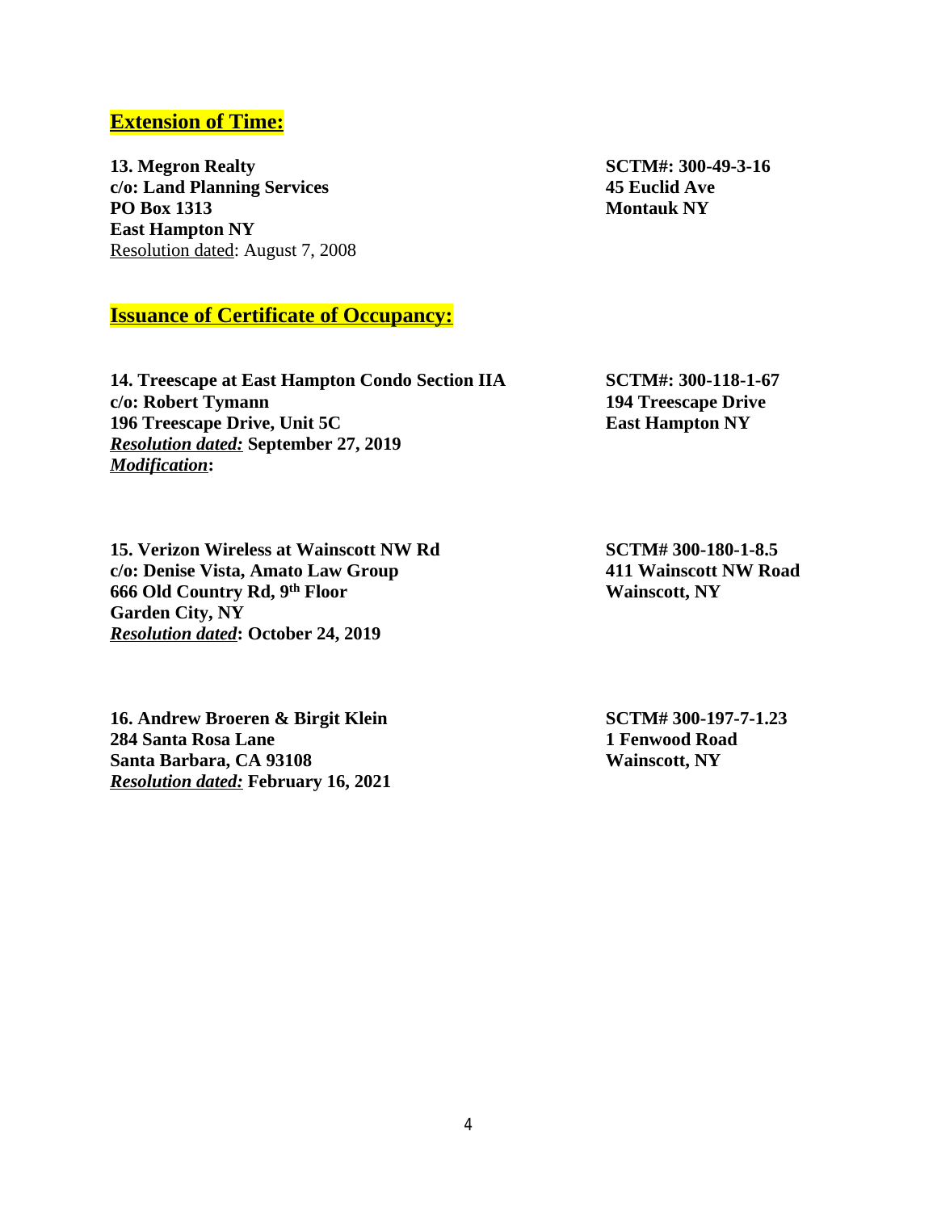## Extension of Time:

**13. Megron Realty**
**c/o: Land Planning Services**
**PO Box 1313**
**East Hampton NY**
Resolution dated: August 7, 2008

**SCTM#: 300-49-3-16**
**45 Euclid Ave**
**Montauk NY**

## Issuance of Certificate of Occupancy:

**14. Treescape at East Hampton Condo Section IIA**
**c/o: Robert Tymann**
**196 Treescape Drive, Unit 5C**
***Resolution dated:*** **September 27, 2019**
***Modification*:**

**SCTM#: 300-118-1-67**
**194 Treescape Drive**
**East Hampton NY**

**15. Verizon Wireless at Wainscott NW Rd**
**c/o: Denise Vista, Amato Law Group**
**666 Old Country Rd, 9th Floor**
**Garden City, NY**
***Resolution dated*: October 24, 2019**

**SCTM# 300-180-1-8.5**
**411 Wainscott NW Road**
**Wainscott, NY**

**16. Andrew Broeren & Birgit Klein**
**284 Santa Rosa Lane**
**Santa Barbara, CA 93108**
***Resolution dated:*** **February 16, 2021**

**SCTM# 300-197-7-1.23**
**1 Fenwood Road**
**Wainscott, NY**